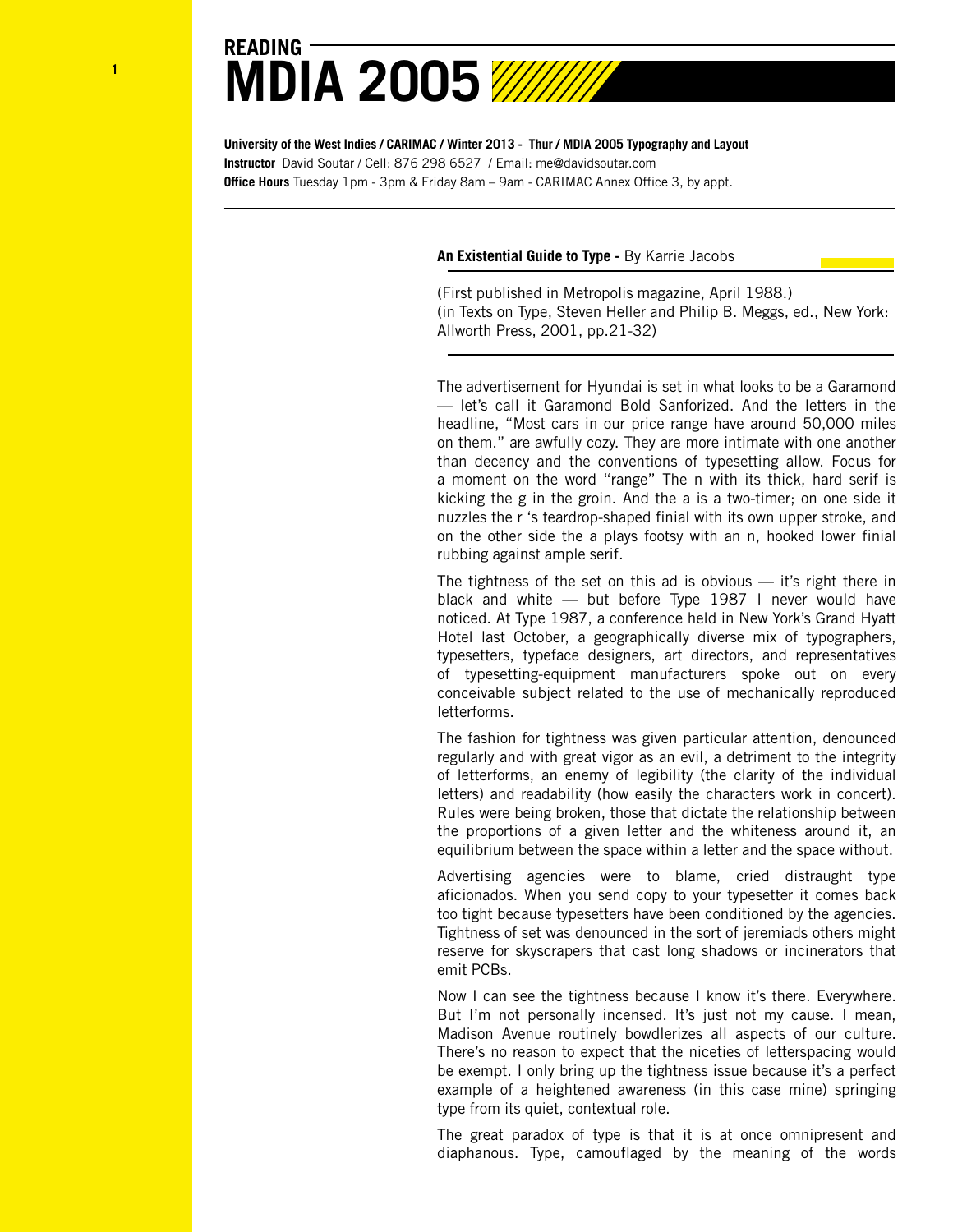# READING MDIA 2005

**University of the West Indies / CARIMAC / Winter 2013 - Thur / MDIA 2005 Typography and Layout**
**Instructor** David Soutar / Cell: 876 298 6527 / Email: me@davidsoutar.com
**Office Hours** Tuesday 1pm - 3pm & Friday 8am – 9am - CARIMAC Annex Office 3, by appt.

---

## **An Existential Guide to Type -** By Karrie Jacobs

(First published in Metropolis magazine, April 1988.)
(in Texts on Type, Steven Heller and Philip B. Meggs, ed., New York: Allworth Press, 2001, pp.21-32)

---

The advertisement for Hyundai is set in what looks to be a Garamond — let's call it Garamond Bold Sanforized. And the letters in the headline, "Most cars in our price range have around 50,000 miles on them." are awfully cozy. They are more intimate with one another than decency and the conventions of typesetting allow. Focus for a moment on the word "range" The n with its thick, hard serif is kicking the g in the groin. And the a is a two-timer; on one side it nuzzles the r 's teardrop-shaped finial with its own upper stroke, and on the other side the a plays footsy with an n, hooked lower finial rubbing against ample serif.

The tightness of the set on this ad is obvious — it's right there in black and white — but before Type 1987 I never would have noticed. At Type 1987, a conference held in New York's Grand Hyatt Hotel last October, a geographically diverse mix of typographers, typesetters, typeface designers, art directors, and representatives of typesetting-equipment manufacturers spoke out on every conceivable subject related to the use of mechanically reproduced letterforms.

The fashion for tightness was given particular attention, denounced regularly and with great vigor as an evil, a detriment to the integrity of letterforms, an enemy of legibility (the clarity of the individual letters) and readability (how easily the characters work in concert). Rules were being broken, those that dictate the relationship between the proportions of a given letter and the whiteness around it, an equilibrium between the space within a letter and the space without.

Advertising agencies were to blame, cried distraught type aficionados. When you send copy to your typesetter it comes back too tight because typesetters have been conditioned by the agencies. Tightness of set was denounced in the sort of jeremiads others might reserve for skyscrapers that cast long shadows or incinerators that emit PCBs.

Now I can see the tightness because I know it's there. Everywhere. But I'm not personally incensed. It's just not my cause. I mean, Madison Avenue routinely bowdlerizes all aspects of our culture. There's no reason to expect that the niceties of letterspacing would be exempt. I only bring up the tightness issue because it's a perfect example of a heightened awareness (in this case mine) springing type from its quiet, contextual role.

The great paradox of type is that it is at once omnipresent and diaphanous. Type, camouflaged by the meaning of the words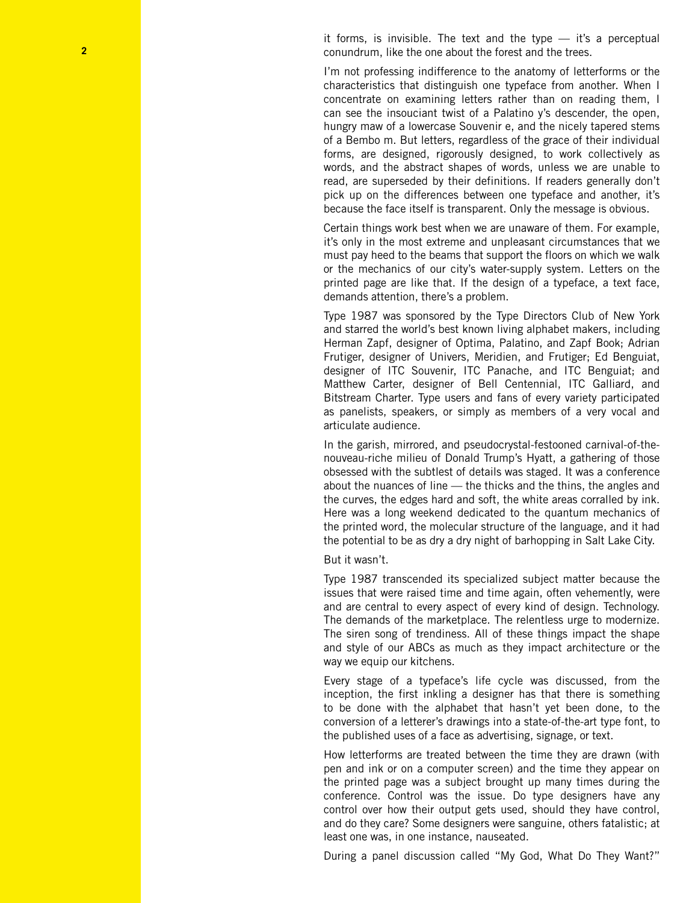it forms, is invisible. The text and the type — it's a perceptual conundrum, like the one about the forest and the trees.

I'm not professing indifference to the anatomy of letterforms or the characteristics that distinguish one typeface from another. When I concentrate on examining letters rather than on reading them, I can see the insouciant twist of a Palatino y's descender, the open, hungry maw of a lowercase Souvenir e, and the nicely tapered stems of a Bembo m. But letters, regardless of the grace of their individual forms, are designed, rigorously designed, to work collectively as words, and the abstract shapes of words, unless we are unable to read, are superseded by their definitions. If readers generally don't pick up on the differences between one typeface and another, it's because the face itself is transparent. Only the message is obvious.

Certain things work best when we are unaware of them. For example, it's only in the most extreme and unpleasant circumstances that we must pay heed to the beams that support the floors on which we walk or the mechanics of our city's water-supply system. Letters on the printed page are like that. If the design of a typeface, a text face, demands attention, there's a problem.

Type 1987 was sponsored by the Type Directors Club of New York and starred the world's best known living alphabet makers, including Herman Zapf, designer of Optima, Palatino, and Zapf Book; Adrian Frutiger, designer of Univers, Meridien, and Frutiger; Ed Benguiat, designer of ITC Souvenir, ITC Panache, and ITC Benguiat; and Matthew Carter, designer of Bell Centennial, ITC Galliard, and Bitstream Charter. Type users and fans of every variety participated as panelists, speakers, or simply as members of a very vocal and articulate audience.

In the garish, mirrored, and pseudocrystal-festooned carnival-of-the-nouveau-riche milieu of Donald Trump's Hyatt, a gathering of those obsessed with the subtlest of details was staged. It was a conference about the nuances of line — the thicks and the thins, the angles and the curves, the edges hard and soft, the white areas corralled by ink. Here was a long weekend dedicated to the quantum mechanics of the printed word, the molecular structure of the language, and it had the potential to be as dry a dry night of barhopping in Salt Lake City.

But it wasn't.

Type 1987 transcended its specialized subject matter because the issues that were raised time and time again, often vehemently, were and are central to every aspect of every kind of design. Technology. The demands of the marketplace. The relentless urge to modernize. The siren song of trendiness. All of these things impact the shape and style of our ABCs as much as they impact architecture or the way we equip our kitchens.

Every stage of a typeface's life cycle was discussed, from the inception, the first inkling a designer has that there is something to be done with the alphabet that hasn't yet been done, to the conversion of a letterer's drawings into a state-of-the-art type font, to the published uses of a face as advertising, signage, or text.

How letterforms are treated between the time they are drawn (with pen and ink or on a computer screen) and the time they appear on the printed page was a subject brought up many times during the conference. Control was the issue. Do type designers have any control over how their output gets used, should they have control, and do they care? Some designers were sanguine, others fatalistic; at least one was, in one instance, nauseated.

During a panel discussion called "My God, What Do They Want?"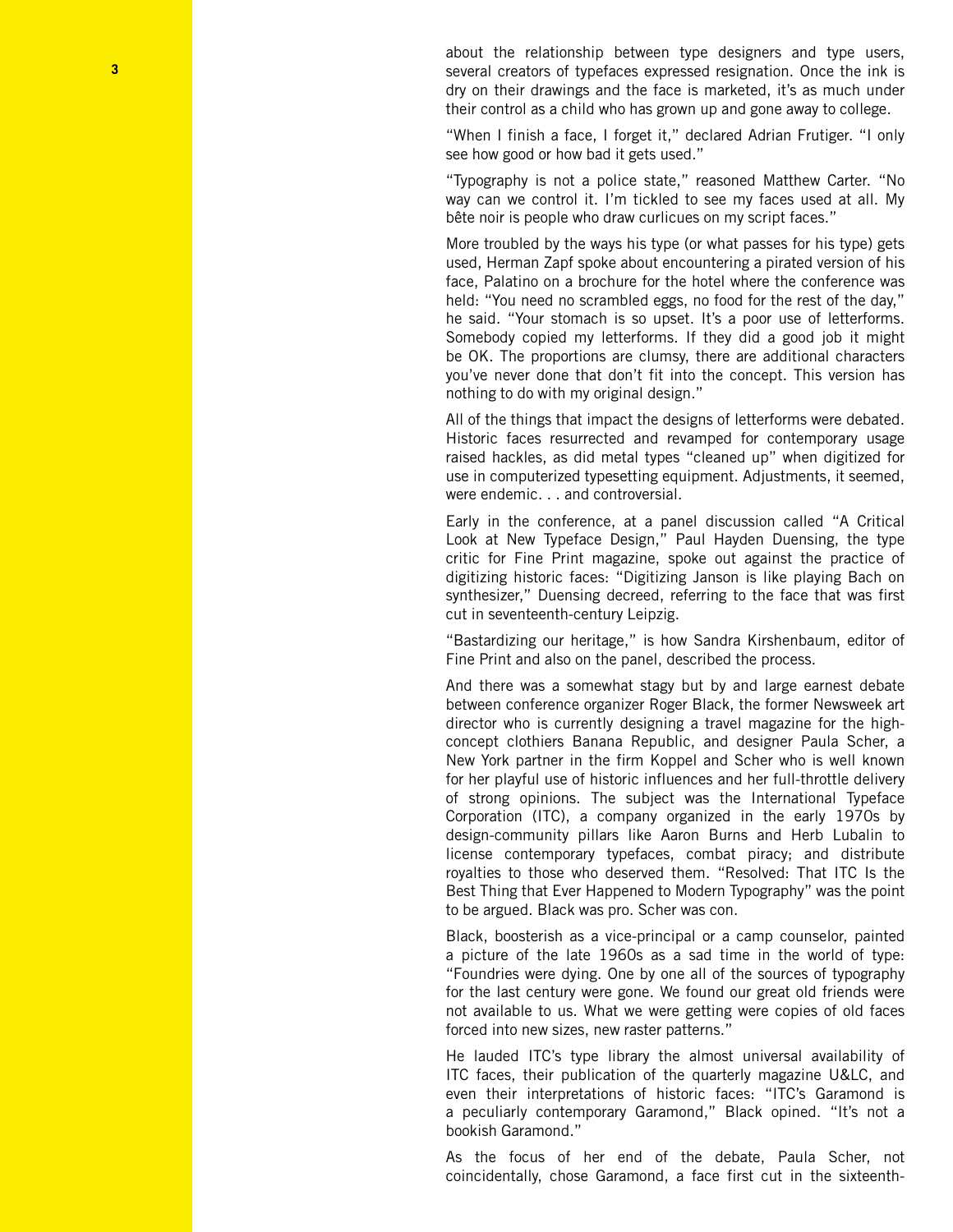about the relationship between type designers and type users, several creators of typefaces expressed resignation. Once the ink is dry on their drawings and the face is marketed, it's as much under their control as a child who has grown up and gone away to college.

"When I finish a face, I forget it," declared Adrian Frutiger. "I only see how good or how bad it gets used."

"Typography is not a police state," reasoned Matthew Carter. "No way can we control it. I'm tickled to see my faces used at all. My bête noir is people who draw curlicues on my script faces."

More troubled by the ways his type (or what passes for his type) gets used, Herman Zapf spoke about encountering a pirated version of his face, Palatino on a brochure for the hotel where the conference was held: "You need no scrambled eggs, no food for the rest of the day," he said. "Your stomach is so upset. It's a poor use of letterforms. Somebody copied my letterforms. If they did a good job it might be OK. The proportions are clumsy, there are additional characters you've never done that don't fit into the concept. This version has nothing to do with my original design."

All of the things that impact the designs of letterforms were debated. Historic faces resurrected and revamped for contemporary usage raised hackles, as did metal types "cleaned up" when digitized for use in computerized typesetting equipment. Adjustments, it seemed, were endemic. . . and controversial.

Early in the conference, at a panel discussion called "A Critical Look at New Typeface Design," Paul Hayden Duensing, the type critic for Fine Print magazine, spoke out against the practice of digitizing historic faces: "Digitizing Janson is like playing Bach on synthesizer," Duensing decreed, referring to the face that was first cut in seventeenth-century Leipzig.

"Bastardizing our heritage," is how Sandra Kirshenbaum, editor of Fine Print and also on the panel, described the process.

And there was a somewhat stagy but by and large earnest debate between conference organizer Roger Black, the former Newsweek art director who is currently designing a travel magazine for the high-concept clothiers Banana Republic, and designer Paula Scher, a New York partner in the firm Koppel and Scher who is well known for her playful use of historic influences and her full-throttle delivery of strong opinions. The subject was the International Typeface Corporation (ITC), a company organized in the early 1970s by design-community pillars like Aaron Burns and Herb Lubalin to license contemporary typefaces, combat piracy; and distribute royalties to those who deserved them. "Resolved: That ITC Is the Best Thing that Ever Happened to Modern Typography" was the point to be argued. Black was pro. Scher was con.

Black, boosterish as a vice-principal or a camp counselor, painted a picture of the late 1960s as a sad time in the world of type: "Foundries were dying. One by one all of the sources of typography for the last century were gone. We found our great old friends were not available to us. What we were getting were copies of old faces forced into new sizes, new raster patterns."

He lauded ITC's type library the almost universal availability of ITC faces, their publication of the quarterly magazine U&LC, and even their interpretations of historic faces: "ITC's Garamond is a peculiarly contemporary Garamond," Black opined. "It's not a bookish Garamond."

As the focus of her end of the debate, Paula Scher, not coincidentally, chose Garamond, a face first cut in the sixteenth-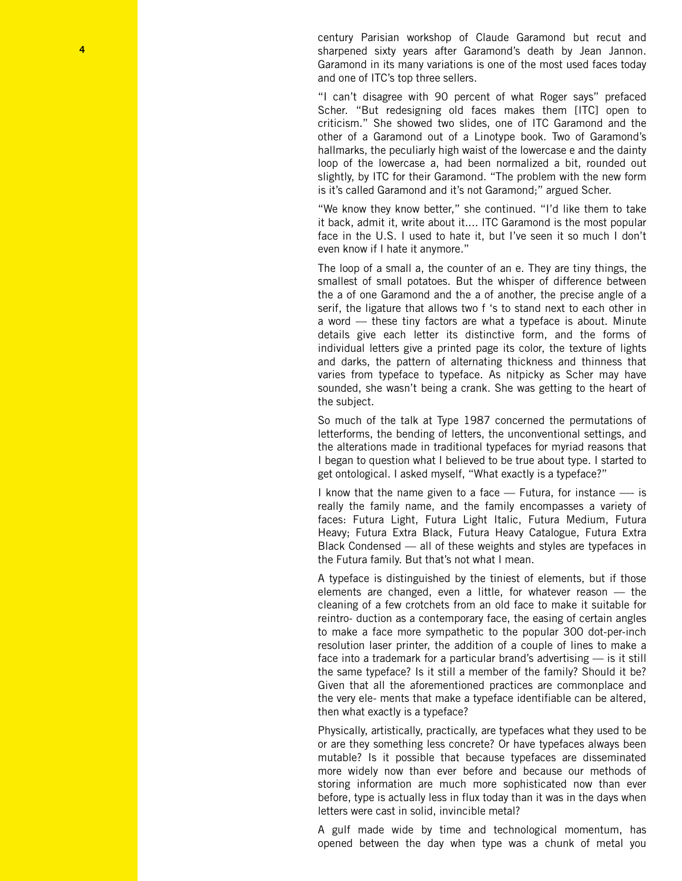century Parisian workshop of Claude Garamond but recut and sharpened sixty years after Garamond's death by Jean Jannon. Garamond in its many variations is one of the most used faces today and one of ITC's top three sellers.

"I can't disagree with 90 percent of what Roger says" prefaced Scher. "But redesigning old faces makes them [ITC] open to criticism." She showed two slides, one of ITC Garamond and the other of a Garamond out of a Linotype book. Two of Garamond's hallmarks, the peculiarly high waist of the lowercase e and the dainty loop of the lowercase a, had been normalized a bit, rounded out slightly, by ITC for their Garamond. "The problem with the new form is it's called Garamond and it's not Garamond;" argued Scher.

"We know they know better," she continued. "I'd like them to take it back, admit it, write about it.... ITC Garamond is the most popular face in the U.S. I used to hate it, but I've seen it so much I don't even know if I hate it anymore."

The loop of a small a, the counter of an e. They are tiny things, the smallest of small potatoes. But the whisper of difference between the a of one Garamond and the a of another, the precise angle of a serif, the ligature that allows two f 's to stand next to each other in a word — these tiny factors are what a typeface is about. Minute details give each letter its distinctive form, and the forms of individual letters give a printed page its color, the texture of lights and darks, the pattern of alternating thickness and thinness that varies from typeface to typeface. As nitpicky as Scher may have sounded, she wasn't being a crank. She was getting to the heart of the subject.

So much of the talk at Type 1987 concerned the permutations of letterforms, the bending of letters, the unconventional settings, and the alterations made in traditional typefaces for myriad reasons that I began to question what I believed to be true about type. I started to get ontological. I asked myself, "What exactly is a typeface?"

I know that the name given to a face — Futura, for instance —- is really the family name, and the family encompasses a variety of faces: Futura Light, Futura Light Italic, Futura Medium, Futura Heavy; Futura Extra Black, Futura Heavy Catalogue, Futura Extra Black Condensed — all of these weights and styles are typefaces in the Futura family. But that's not what I mean.

A typeface is distinguished by the tiniest of elements, but if those elements are changed, even a little, for whatever reason — the cleaning of a few crotchets from an old face to make it suitable for reintro- duction as a contemporary face, the easing of certain angles to make a face more sympathetic to the popular 300 dot-per-inch resolution laser printer, the addition of a couple of lines to make a face into a trademark for a particular brand's advertising — is it still the same typeface? Is it still a member of the family? Should it be? Given that all the aforementioned practices are commonplace and the very ele- ments that make a typeface identifiable can be altered, then what exactly is a typeface?

Physically, artistically, practically, are typefaces what they used to be or are they something less concrete? Or have typefaces always been mutable? Is it possible that because typefaces are disseminated more widely now than ever before and because our methods of storing information are much more sophisticated now than ever before, type is actually less in flux today than it was in the days when letters were cast in solid, invincible metal?

A gulf made wide by time and technological momentum, has opened between the day when type was a chunk of metal you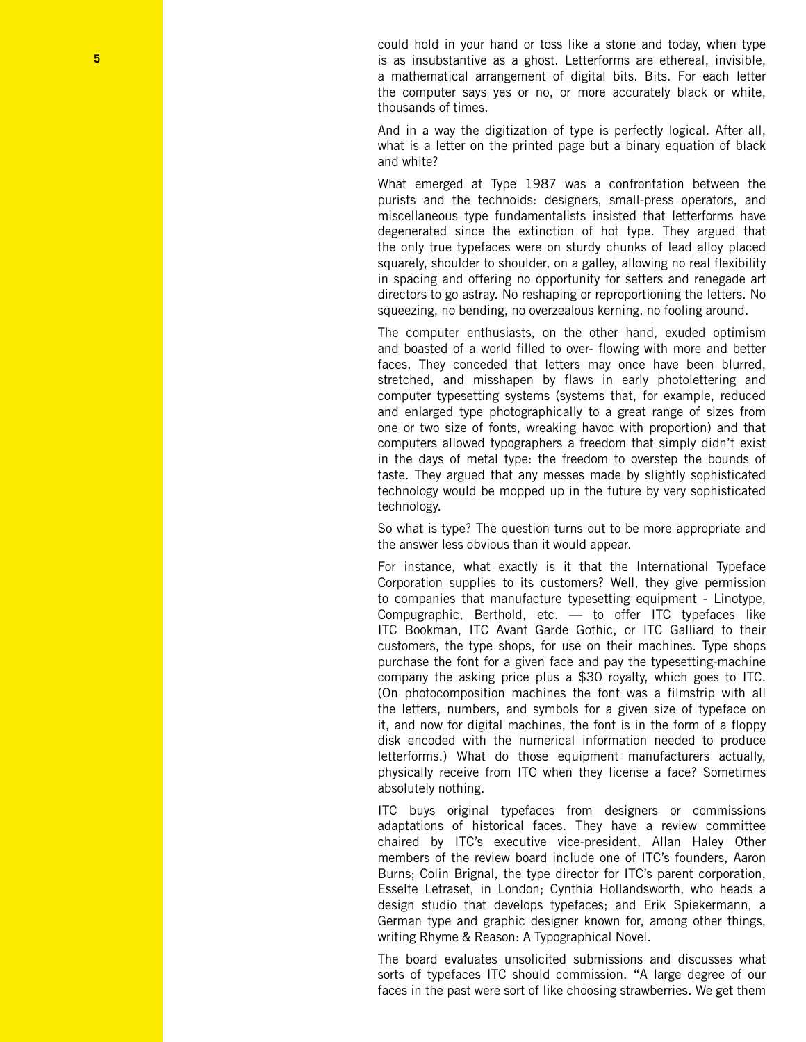could hold in your hand or toss like a stone and today, when type is as insubstantive as a ghost. Letterforms are ethereal, invisible, a mathematical arrangement of digital bits. Bits. For each letter the computer says yes or no, or more accurately black or white, thousands of times.

And in a way the digitization of type is perfectly logical. After all, what is a letter on the printed page but a binary equation of black and white?

What emerged at Type 1987 was a confrontation between the purists and the technoids: designers, small-press operators, and miscellaneous type fundamentalists insisted that letterforms have degenerated since the extinction of hot type. They argued that the only true typefaces were on sturdy chunks of lead alloy placed squarely, shoulder to shoulder, on a galley, allowing no real flexibility in spacing and offering no opportunity for setters and renegade art directors to go astray. No reshaping or reproportioning the letters. No squeezing, no bending, no overzealous kerning, no fooling around.

The computer enthusiasts, on the other hand, exuded optimism and boasted of a world filled to over- flowing with more and better faces. They conceded that letters may once have been blurred, stretched, and misshapen by flaws in early photolettering and computer typesetting systems (systems that, for example, reduced and enlarged type photographically to a great range of sizes from one or two size of fonts, wreaking havoc with proportion) and that computers allowed typographers a freedom that simply didn't exist in the days of metal type: the freedom to overstep the bounds of taste. They argued that any messes made by slightly sophisticated technology would be mopped up in the future by very sophisticated technology.

So what is type? The question turns out to be more appropriate and the answer less obvious than it would appear.

For instance, what exactly is it that the International Typeface Corporation supplies to its customers? Well, they give permission to companies that manufacture typesetting equipment - Linotype, Compugraphic, Berthold, etc. — to offer ITC typefaces like ITC Bookman, ITC Avant Garde Gothic, or ITC Galliard to their customers, the type shops, for use on their machines. Type shops purchase the font for a given face and pay the typesetting-machine company the asking price plus a $30 royalty, which goes to ITC. (On photocomposition machines the font was a filmstrip with all the letters, numbers, and symbols for a given size of typeface on it, and now for digital machines, the font is in the form of a floppy disk encoded with the numerical information needed to produce letterforms.) What do those equipment manufacturers actually, physically receive from ITC when they license a face? Sometimes absolutely nothing.

ITC buys original typefaces from designers or commissions adaptations of historical faces. They have a review committee chaired by ITC's executive vice-president, Allan Haley Other members of the review board include one of ITC's founders, Aaron Burns; Colin Brignal, the type director for ITC's parent corporation, Esselte Letraset, in London; Cynthia Hollandsworth, who heads a design studio that develops typefaces; and Erik Spiekermann, a German type and graphic designer known for, among other things, writing Rhyme & Reason: A Typographical Novel.

The board evaluates unsolicited submissions and discusses what sorts of typefaces ITC should commission. "A large degree of our faces in the past were sort of like choosing strawberries. We get them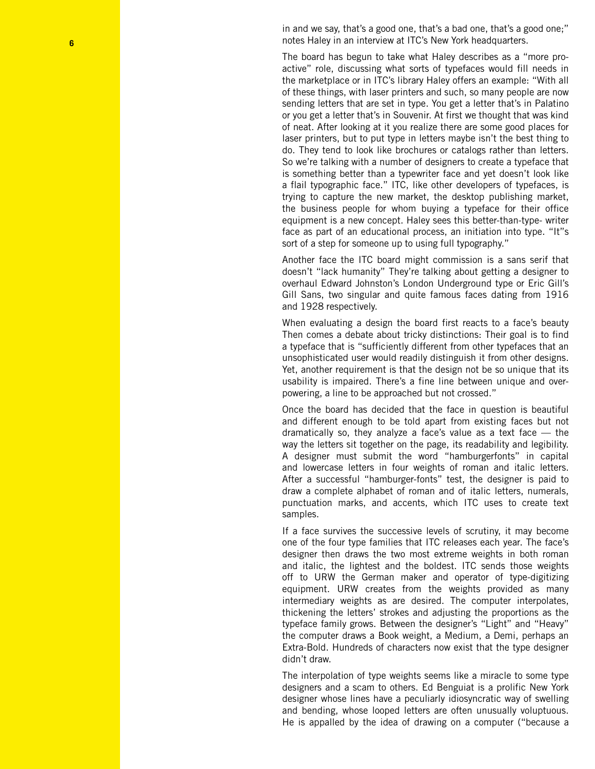in and we say, that's a good one, that's a bad one, that's a good one;" notes Haley in an interview at ITC's New York headquarters.

The board has begun to take what Haley describes as a "more pro-active" role, discussing what sorts of typefaces would fill needs in the marketplace or in ITC's library Haley offers an example: "With all of these things, with laser printers and such, so many people are now sending letters that are set in type. You get a letter that's in Palatino or you get a letter that's in Souvenir. At first we thought that was kind of neat. After looking at it you realize there are some good places for laser printers, but to put type in letters maybe isn't the best thing to do. They tend to look like brochures or catalogs rather than letters. So we're talking with a number of designers to create a typeface that is something better than a typewriter face and yet doesn't look like a flail typographic face." ITC, like other developers of typefaces, is trying to capture the new market, the desktop publishing market, the business people for whom buying a typeface for their office equipment is a new concept. Haley sees this better-than-type- writer face as part of an educational process, an initiation into type. "It"s sort of a step for someone up to using full typography."

Another face the ITC board might commission is a sans serif that doesn't "lack humanity" They're talking about getting a designer to overhaul Edward Johnston's London Underground type or Eric Gill's Gill Sans, two singular and quite famous faces dating from 1916 and 1928 respectively.

When evaluating a design the board first reacts to a face's beauty Then comes a debate about tricky distinctions: Their goal is to find a typeface that is "sufficiently different from other typefaces that an unsophisticated user would readily distinguish it from other designs. Yet, another requirement is that the design not be so unique that its usability is impaired. There's a fine line between unique and over-powering, a line to be approached but not crossed."

Once the board has decided that the face in question is beautiful and different enough to be told apart from existing faces but not dramatically so, they analyze a face's value as a text face — the way the letters sit together on the page, its readability and legibility. A designer must submit the word "hamburgerfonts" in capital and lowercase letters in four weights of roman and italic letters. After a successful "hamburger-fonts" test, the designer is paid to draw a complete alphabet of roman and of italic letters, numerals, punctuation marks, and accents, which ITC uses to create text samples.

If a face survives the successive levels of scrutiny, it may become one of the four type families that ITC releases each year. The face's designer then draws the two most extreme weights in both roman and italic, the lightest and the boldest. ITC sends those weights off to URW the German maker and operator of type-digitizing equipment. URW creates from the weights provided as many intermediary weights as are desired. The computer interpolates, thickening the letters' strokes and adjusting the proportions as the typeface family grows. Between the designer's "Light" and "Heavy" the computer draws a Book weight, a Medium, a Demi, perhaps an Extra-Bold. Hundreds of characters now exist that the type designer didn't draw.

The interpolation of type weights seems like a miracle to some type designers and a scam to others. Ed Benguiat is a prolific New York designer whose lines have a peculiarly idiosyncratic way of swelling and bending, whose looped letters are often unusually voluptuous. He is appalled by the idea of drawing on a computer ("because a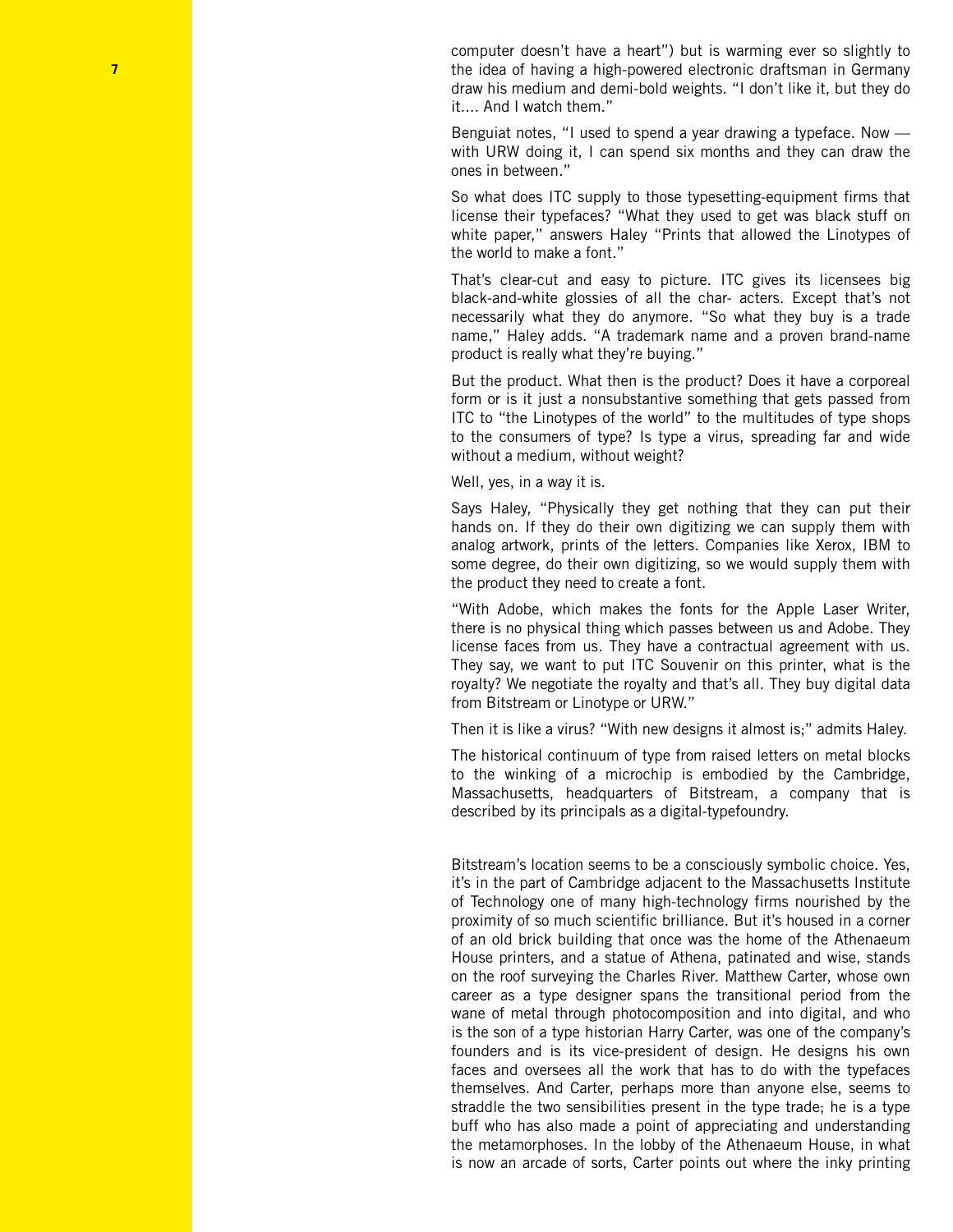computer doesn't have a heart") but is warming ever so slightly to the idea of having a high-powered electronic draftsman in Germany draw his medium and demi-bold weights. "I don't like it, but they do it.... And I watch them."

Benguiat notes, "I used to spend a year drawing a typeface. Now — with URW doing it, I can spend six months and they can draw the ones in between."

So what does ITC supply to those typesetting-equipment firms that license their typefaces? "What they used to get was black stuff on white paper," answers Haley "Prints that allowed the Linotypes of the world to make a font."

That's clear-cut and easy to picture. ITC gives its licensees big black-and-white glossies of all the char- acters. Except that's not necessarily what they do anymore. "So what they buy is a trade name," Haley adds. "A trademark name and a proven brand-name product is really what they're buying."

But the product. What then is the product? Does it have a corporeal form or is it just a nonsubstantive something that gets passed from ITC to "the Linotypes of the world" to the multitudes of type shops to the consumers of type? Is type a virus, spreading far and wide without a medium, without weight?

Well, yes, in a way it is.

Says Haley, "Physically they get nothing that they can put their hands on. If they do their own digitizing we can supply them with analog artwork, prints of the letters. Companies like Xerox, IBM to some degree, do their own digitizing, so we would supply them with the product they need to create a font.

"With Adobe, which makes the fonts for the Apple Laser Writer, there is no physical thing which passes between us and Adobe. They license faces from us. They have a contractual agreement with us. They say, we want to put ITC Souvenir on this printer, what is the royalty? We negotiate the royalty and that's all. They buy digital data from Bitstream or Linotype or URW."

Then it is like a virus? "With new designs it almost is;" admits Haley.

The historical continuum of type from raised letters on metal blocks to the winking of a microchip is embodied by the Cambridge, Massachusetts, headquarters of Bitstream, a company that is described by its principals as a digital-typefoundry.

Bitstream's location seems to be a consciously symbolic choice. Yes, it's in the part of Cambridge adjacent to the Massachusetts Institute of Technology one of many high-technology firms nourished by the proximity of so much scientific brilliance. But it's housed in a corner of an old brick building that once was the home of the Athenaeum House printers, and a statue of Athena, patinated and wise, stands on the roof surveying the Charles River. Matthew Carter, whose own career as a type designer spans the transitional period from the wane of metal through photocomposition and into digital, and who is the son of a type historian Harry Carter, was one of the company's founders and is its vice-president of design. He designs his own faces and oversees all the work that has to do with the typefaces themselves. And Carter, perhaps more than anyone else, seems to straddle the two sensibilities present in the type trade; he is a type buff who has also made a point of appreciating and understanding the metamorphoses. In the lobby of the Athenaeum House, in what is now an arcade of sorts, Carter points out where the inky printing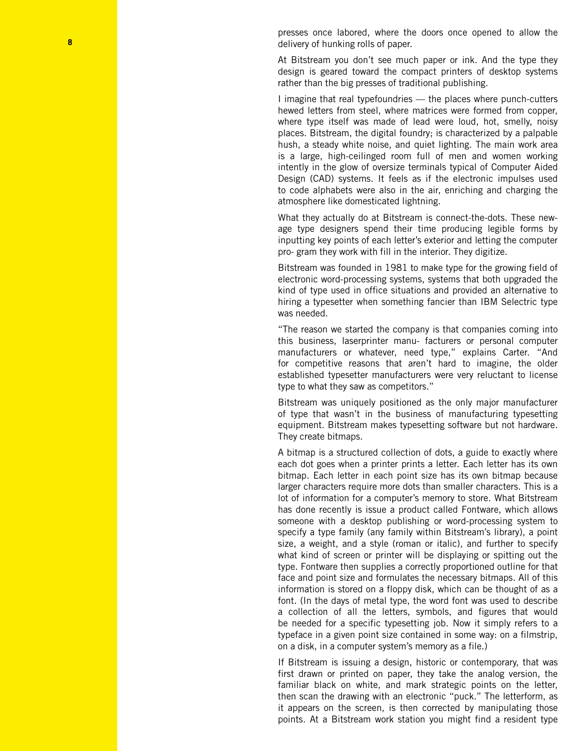presses once labored, where the doors once opened to allow the delivery of hunking rolls of paper.

At Bitstream you don't see much paper or ink. And the type they design is geared toward the compact printers of desktop systems rather than the big presses of traditional publishing.

I imagine that real typefoundries — the places where punch-cutters hewed letters from steel, where matrices were formed from copper, where type itself was made of lead were loud, hot, smelly, noisy places. Bitstream, the digital foundry; is characterized by a palpable hush, a steady white noise, and quiet lighting. The main work area is a large, high-ceilinged room full of men and women working intently in the glow of oversize terminals typical of Computer Aided Design (CAD) systems. It feels as if the electronic impulses used to code alphabets were also in the air, enriching and charging the atmosphere like domesticated lightning.

What they actually do at Bitstream is connect-the-dots. These new-age type designers spend their time producing legible forms by inputting key points of each letter's exterior and letting the computer pro- gram they work with fill in the interior. They digitize.

Bitstream was founded in 1981 to make type for the growing field of electronic word-processing systems, systems that both upgraded the kind of type used in office situations and provided an alternative to hiring a typesetter when something fancier than IBM Selectric type was needed.

"The reason we started the company is that companies coming into this business, laserprinter manu- facturers or personal computer manufacturers or whatever, need type," explains Carter. "And for competitive reasons that aren't hard to imagine, the older established typesetter manufacturers were very reluctant to license type to what they saw as competitors."

Bitstream was uniquely positioned as the only major manufacturer of type that wasn't in the business of manufacturing typesetting equipment. Bitstream makes typesetting software but not hardware. They create bitmaps.

A bitmap is a structured collection of dots, a guide to exactly where each dot goes when a printer prints a letter. Each letter has its own bitmap. Each letter in each point size has its own bitmap because larger characters require more dots than smaller characters. This is a lot of information for a computer's memory to store. What Bitstream has done recently is issue a product called Fontware, which allows someone with a desktop publishing or word-processing system to specify a type family (any family within Bitstream's library), a point size, a weight, and a style (roman or italic), and further to specify what kind of screen or printer will be displaying or spitting out the type. Fontware then supplies a correctly proportioned outline for that face and point size and formulates the necessary bitmaps. All of this information is stored on a floppy disk, which can be thought of as a font. (In the days of metal type, the word font was used to describe a collection of all the letters, symbols, and figures that would be needed for a specific typesetting job. Now it simply refers to a typeface in a given point size contained in some way: on a filmstrip, on a disk, in a computer system's memory as a file.)

If Bitstream is issuing a design, historic or contemporary, that was first drawn or printed on paper, they take the analog version, the familiar black on white, and mark strategic points on the letter, then scan the drawing with an electronic "puck." The letterform, as it appears on the screen, is then corrected by manipulating those points. At a Bitstream work station you might find a resident type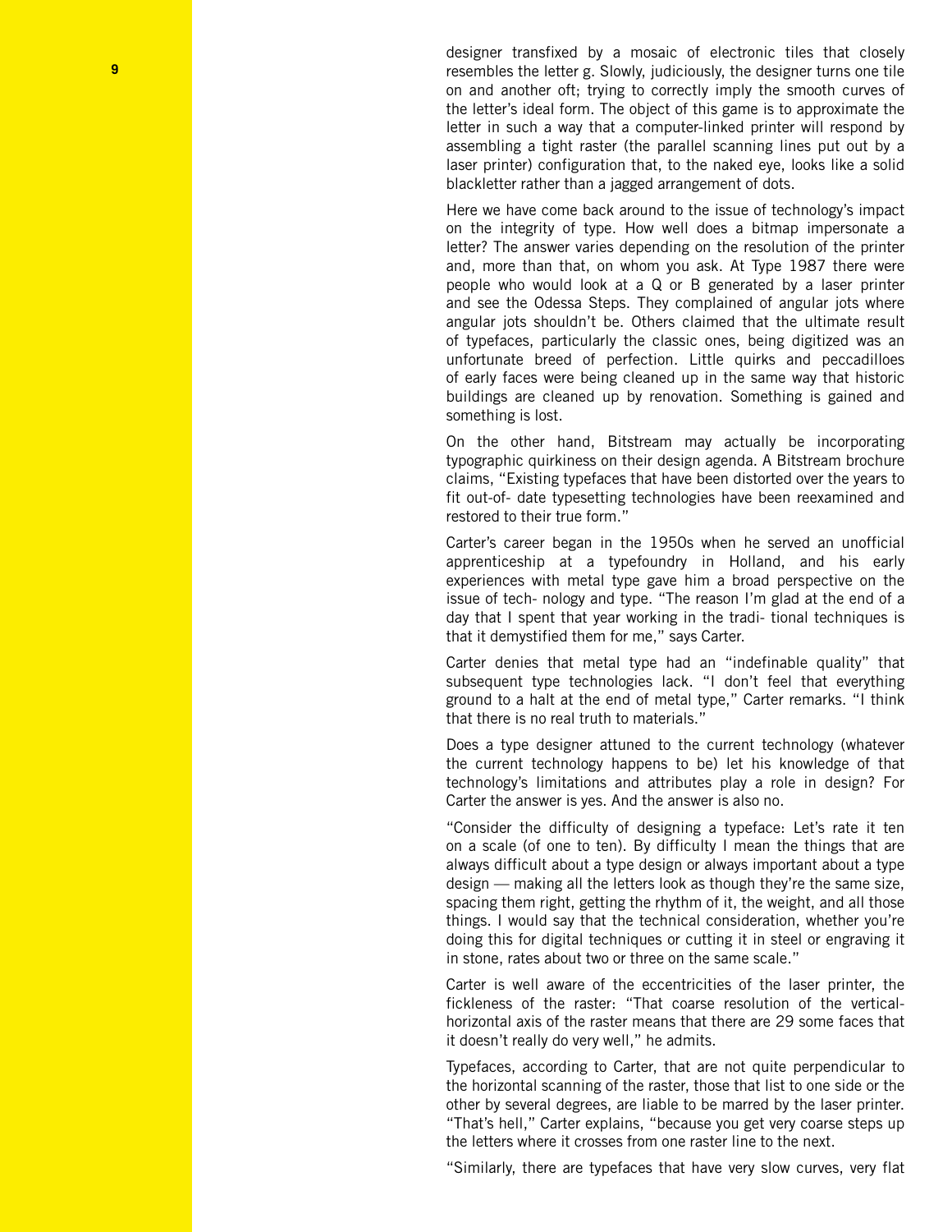designer transfixed by a mosaic of electronic tiles that closely resembles the letter g. Slowly, judiciously, the designer turns one tile on and another oft; trying to correctly imply the smooth curves of the letter's ideal form. The object of this game is to approximate the letter in such a way that a computer-linked printer will respond by assembling a tight raster (the parallel scanning lines put out by a laser printer) configuration that, to the naked eye, looks like a solid blackletter rather than a jagged arrangement of dots.

Here we have come back around to the issue of technology's impact on the integrity of type. How well does a bitmap impersonate a letter? The answer varies depending on the resolution of the printer and, more than that, on whom you ask. At Type 1987 there were people who would look at a Q or B generated by a laser printer and see the Odessa Steps. They complained of angular jots where angular jots shouldn't be. Others claimed that the ultimate result of typefaces, particularly the classic ones, being digitized was an unfortunate breed of perfection. Little quirks and peccadilloes of early faces were being cleaned up in the same way that historic buildings are cleaned up by renovation. Something is gained and something is lost.

On the other hand, Bitstream may actually be incorporating typographic quirkiness on their design agenda. A Bitstream brochure claims, "Existing typefaces that have been distorted over the years to fit out-of- date typesetting technologies have been reexamined and restored to their true form."

Carter's career began in the 1950s when he served an unofficial apprenticeship at a typefoundry in Holland, and his early experiences with metal type gave him a broad perspective on the issue of tech- nology and type. "The reason I'm glad at the end of a day that I spent that year working in the tradi- tional techniques is that it demystified them for me," says Carter.

Carter denies that metal type had an "indefinable quality" that subsequent type technologies lack. "I don't feel that everything ground to a halt at the end of metal type," Carter remarks. "I think that there is no real truth to materials."

Does a type designer attuned to the current technology (whatever the current technology happens to be) let his knowledge of that technology's limitations and attributes play a role in design? For Carter the answer is yes. And the answer is also no.

"Consider the difficulty of designing a typeface: Let's rate it ten on a scale (of one to ten). By difficulty I mean the things that are always difficult about a type design or always important about a type design — making all the letters look as though they're the same size, spacing them right, getting the rhythm of it, the weight, and all those things. I would say that the technical consideration, whether you're doing this for digital techniques or cutting it in steel or engraving it in stone, rates about two or three on the same scale."

Carter is well aware of the eccentricities of the laser printer, the fickleness of the raster: "That coarse resolution of the vertical-horizontal axis of the raster means that there are 29 some faces that it doesn't really do very well," he admits.

Typefaces, according to Carter, that are not quite perpendicular to the horizontal scanning of the raster, those that list to one side or the other by several degrees, are liable to be marred by the laser printer. "That's hell," Carter explains, "because you get very coarse steps up the letters where it crosses from one raster line to the next.

"Similarly, there are typefaces that have very slow curves, very flat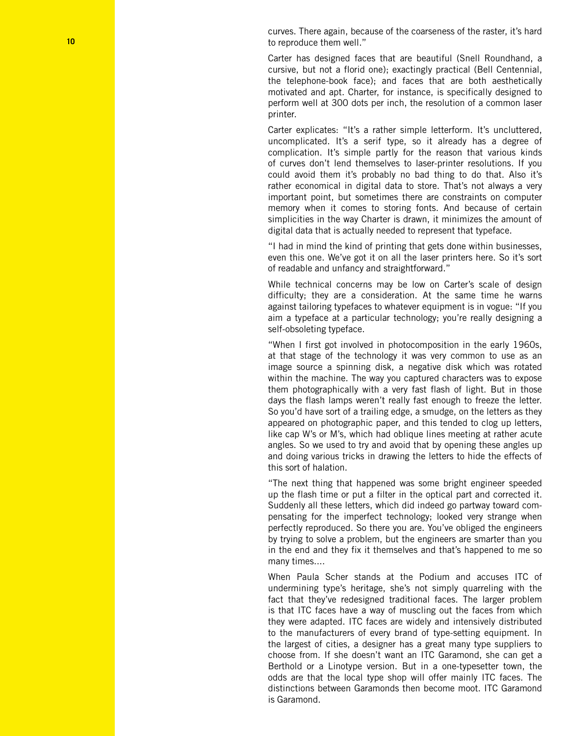curves. There again, because of the coarseness of the raster, it's hard to reproduce them well."

Carter has designed faces that are beautiful (Snell Roundhand, a cursive, but not a florid one); exactingly practical (Bell Centennial, the telephone-book face); and faces that are both aesthetically motivated and apt. Charter, for instance, is specifically designed to perform well at 300 dots per inch, the resolution of a common laser printer.

Carter explicates: "It's a rather simple letterform. It's uncluttered, uncomplicated. It's a serif type, so it already has a degree of complication. It's simple partly for the reason that various kinds of curves don't lend themselves to laser-printer resolutions. If you could avoid them it's probably no bad thing to do that. Also it's rather economical in digital data to store. That's not always a very important point, but sometimes there are constraints on computer memory when it comes to storing fonts. And because of certain simplicities in the way Charter is drawn, it minimizes the amount of digital data that is actually needed to represent that typeface.

"I had in mind the kind of printing that gets done within businesses, even this one. We've got it on all the laser printers here. So it's sort of readable and unfancy and straightforward."

While technical concerns may be low on Carter's scale of design difficulty; they are a consideration. At the same time he warns against tailoring typefaces to whatever equipment is in vogue: "If you aim a typeface at a particular technology; you're really designing a self-obsoleting typeface.

"When I first got involved in photocomposition in the early 1960s, at that stage of the technology it was very common to use as an image source a spinning disk, a negative disk which was rotated within the machine. The way you captured characters was to expose them photographically with a very fast flash of light. But in those days the flash lamps weren't really fast enough to freeze the letter. So you'd have sort of a trailing edge, a smudge, on the letters as they appeared on photographic paper, and this tended to clog up letters, like cap W's or M's, which had oblique lines meeting at rather acute angles. So we used to try and avoid that by opening these angles up and doing various tricks in drawing the letters to hide the effects of this sort of halation.

"The next thing that happened was some bright engineer speeded up the flash time or put a filter in the optical part and corrected it. Suddenly all these letters, which did indeed go partway toward compensating for the imperfect technology; looked very strange when perfectly reproduced. So there you are. You've obliged the engineers by trying to solve a problem, but the engineers are smarter than you in the end and they fix it themselves and that's happened to me so many times....

When Paula Scher stands at the Podium and accuses ITC of undermining type's heritage, she's not simply quarreling with the fact that they've redesigned traditional faces. The larger problem is that ITC faces have a way of muscling out the faces from which they were adapted. ITC faces are widely and intensively distributed to the manufacturers of every brand of type-setting equipment. In the largest of cities, a designer has a great many type suppliers to choose from. If she doesn't want an ITC Garamond, she can get a Berthold or a Linotype version. But in a one-typesetter town, the odds are that the local type shop will offer mainly ITC faces. The distinctions between Garamonds then become moot. ITC Garamond is Garamond.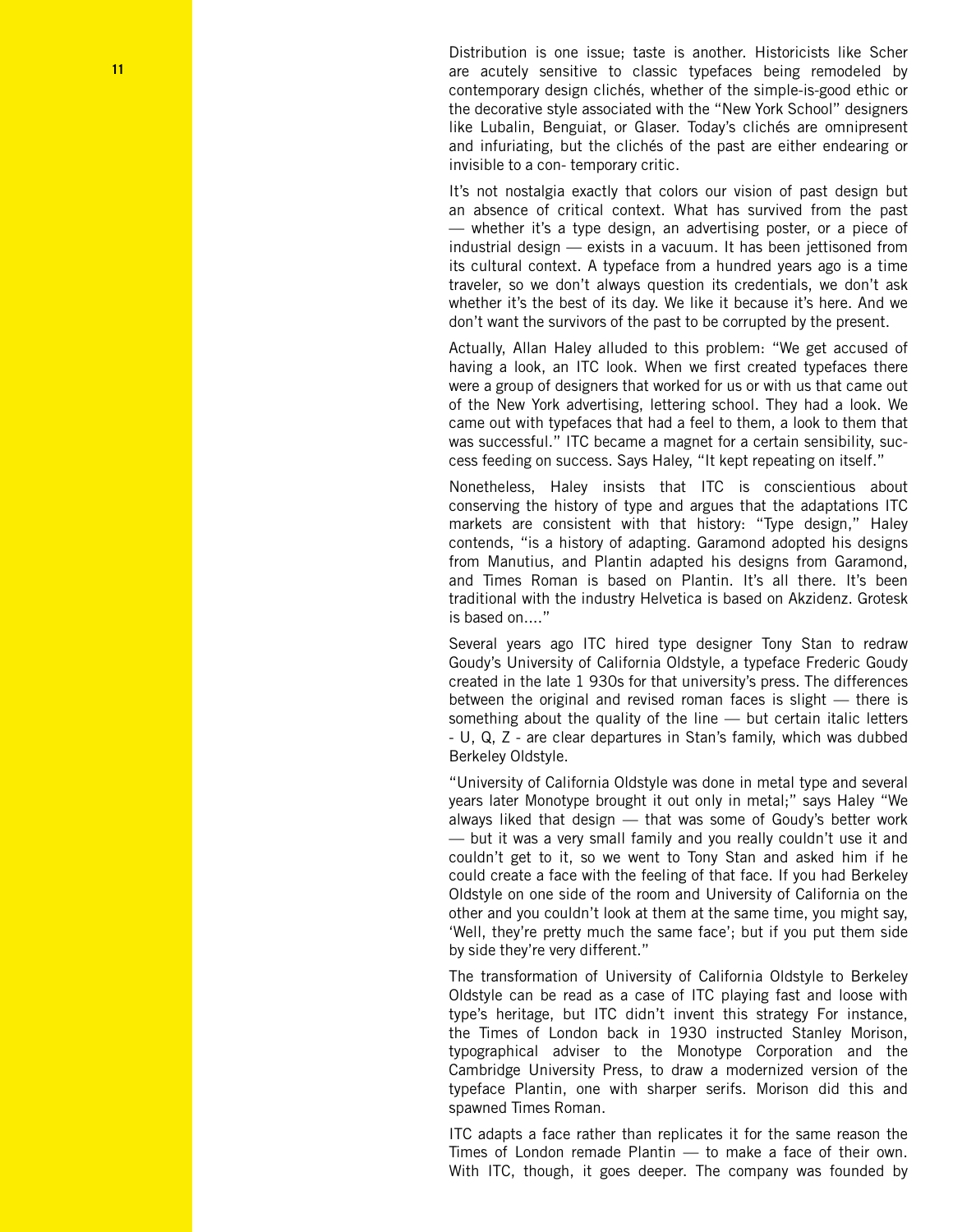Distribution is one issue; taste is another. Historicists like Scher are acutely sensitive to classic typefaces being remodeled by contemporary design clichés, whether of the simple-is-good ethic or the decorative style associated with the "New York School" designers like Lubalin, Benguiat, or Glaser. Today's clichés are omnipresent and infuriating, but the clichés of the past are either endearing or invisible to a con- temporary critic.

It's not nostalgia exactly that colors our vision of past design but an absence of critical context. What has survived from the past — whether it's a type design, an advertising poster, or a piece of industrial design — exists in a vacuum. It has been jettisoned from its cultural context. A typeface from a hundred years ago is a time traveler, so we don't always question its credentials, we don't ask whether it's the best of its day. We like it because it's here. And we don't want the survivors of the past to be corrupted by the present.

Actually, Allan Haley alluded to this problem: "We get accused of having a look, an ITC look. When we first created typefaces there were a group of designers that worked for us or with us that came out of the New York advertising, lettering school. They had a look. We came out with typefaces that had a feel to them, a look to them that was successful." ITC became a magnet for a certain sensibility, success feeding on success. Says Haley, "It kept repeating on itself."

Nonetheless, Haley insists that ITC is conscientious about conserving the history of type and argues that the adaptations ITC markets are consistent with that history: "Type design," Haley contends, "is a history of adapting. Garamond adopted his designs from Manutius, and Plantin adapted his designs from Garamond, and Times Roman is based on Plantin. It's all there. It's been traditional with the industry Helvetica is based on Akzidenz. Grotesk is based on...."

Several years ago ITC hired type designer Tony Stan to redraw Goudy's University of California Oldstyle, a typeface Frederic Goudy created in the late 1 930s for that university's press. The differences between the original and revised roman faces is slight — there is something about the quality of the line — but certain italic letters - U, Q, Z - are clear departures in Stan's family, which was dubbed Berkeley Oldstyle.

"University of California Oldstyle was done in metal type and several years later Monotype brought it out only in metal;" says Haley "We always liked that design — that was some of Goudy's better work — but it was a very small family and you really couldn't use it and couldn't get to it, so we went to Tony Stan and asked him if he could create a face with the feeling of that face. If you had Berkeley Oldstyle on one side of the room and University of California on the other and you couldn't look at them at the same time, you might say, 'Well, they're pretty much the same face'; but if you put them side by side they're very different."

The transformation of University of California Oldstyle to Berkeley Oldstyle can be read as a case of ITC playing fast and loose with type's heritage, but ITC didn't invent this strategy For instance, the Times of London back in 1930 instructed Stanley Morison, typographical adviser to the Monotype Corporation and the Cambridge University Press, to draw a modernized version of the typeface Plantin, one with sharper serifs. Morison did this and spawned Times Roman.

ITC adapts a face rather than replicates it for the same reason the Times of London remade Plantin — to make a face of their own. With ITC, though, it goes deeper. The company was founded by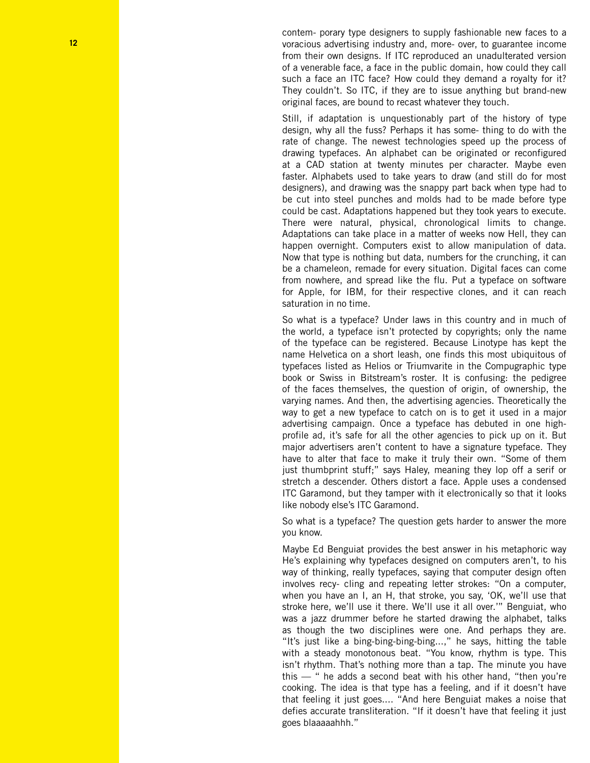contem- porary type designers to supply fashionable new faces to a voracious advertising industry and, more- over, to guarantee income from their own designs. If ITC reproduced an unadulterated version of a venerable face, a face in the public domain, how could they call such a face an ITC face? How could they demand a royalty for it? They couldn't. So ITC, if they are to issue anything but brand-new original faces, are bound to recast whatever they touch.

Still, if adaptation is unquestionably part of the history of type design, why all the fuss? Perhaps it has some- thing to do with the rate of change. The newest technologies speed up the process of drawing typefaces. An alphabet can be originated or reconfigured at a CAD station at twenty minutes per character. Maybe even faster. Alphabets used to take years to draw (and still do for most designers), and drawing was the snappy part back when type had to be cut into steel punches and molds had to be made before type could be cast. Adaptations happened but they took years to execute. There were natural, physical, chronological limits to change. Adaptations can take place in a matter of weeks now Hell, they can happen overnight. Computers exist to allow manipulation of data. Now that type is nothing but data, numbers for the crunching, it can be a chameleon, remade for every situation. Digital faces can come from nowhere, and spread like the flu. Put a typeface on software for Apple, for IBM, for their respective clones, and it can reach saturation in no time.

So what is a typeface? Under laws in this country and in much of the world, a typeface isn't protected by copyrights; only the name of the typeface can be registered. Because Linotype has kept the name Helvetica on a short leash, one finds this most ubiquitous of typefaces listed as Helios or Triumvarite in the Compugraphic type book or Swiss in Bitstream's roster. It is confusing: the pedigree of the faces themselves, the question of origin, of ownership, the varying names. And then, the advertising agencies. Theoretically the way to get a new typeface to catch on is to get it used in a major advertising campaign. Once a typeface has debuted in one high-profile ad, it's safe for all the other agencies to pick up on it. But major advertisers aren't content to have a signature typeface. They have to alter that face to make it truly their own. "Some of them just thumbprint stuff;" says Haley, meaning they lop off a serif or stretch a descender. Others distort a face. Apple uses a condensed ITC Garamond, but they tamper with it electronically so that it looks like nobody else's ITC Garamond.

So what is a typeface? The question gets harder to answer the more you know.

Maybe Ed Benguiat provides the best answer in his metaphoric way He's explaining why typefaces designed on computers aren't, to his way of thinking, really typefaces, saying that computer design often involves recy- cling and repeating letter strokes: "On a computer, when you have an I, an H, that stroke, you say, 'OK, we'll use that stroke here, we'll use it there. We'll use it all over.'" Benguiat, who was a jazz drummer before he started drawing the alphabet, talks as though the two disciplines were one. And perhaps they are. "It's just like a bing-bing-bing-bing...," he says, hitting the table with a steady monotonous beat. "You know, rhythm is type. This isn't rhythm. That's nothing more than a tap. The minute you have this — " he adds a second beat with his other hand, "then you're cooking. The idea is that type has a feeling, and if it doesn't have that feeling it just goes.... "And here Benguiat makes a noise that defies accurate transliteration. "If it doesn't have that feeling it just goes blaaaaahhh."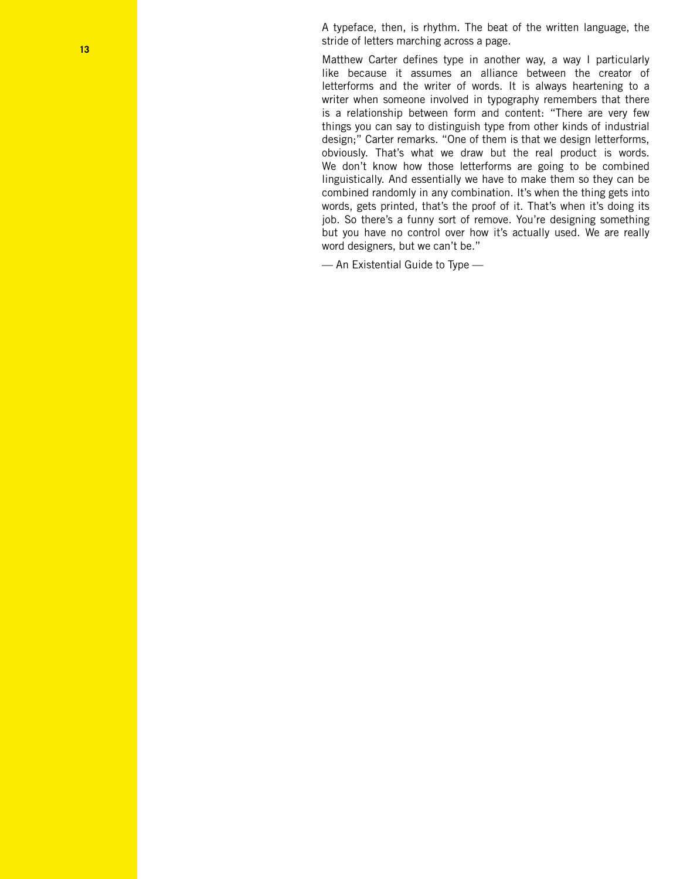A typeface, then, is rhythm. The beat of the written language, the stride of letters marching across a page.

Matthew Carter defines type in another way, a way I particularly like because it assumes an alliance between the creator of letterforms and the writer of words. It is always heartening to a writer when someone involved in typography remembers that there is a relationship between form and content: "There are very few things you can say to distinguish type from other kinds of industrial design;" Carter remarks. "One of them is that we design letterforms, obviously. That's what we draw but the real product is words. We don't know how those letterforms are going to be combined linguistically. And essentially we have to make them so they can be combined randomly in any combination. It's when the thing gets into words, gets printed, that's the proof of it. That's when it's doing its job. So there's a funny sort of remove. You're designing something but you have no control over how it's actually used. We are really word designers, but we can't be."

— An Existential Guide to Type —